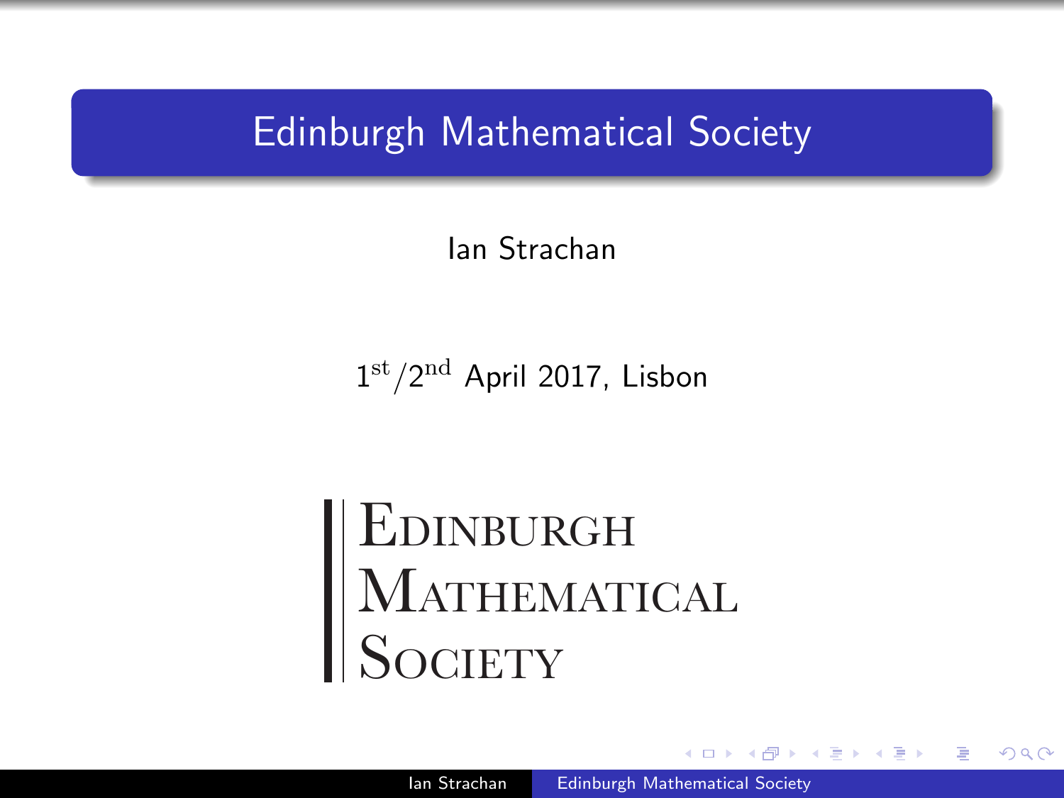# Edinburgh Mathematical Society

Ian Strachan

1st/2nd April 2017, Lisbon

EDINBURGH
MATHEMATICAL
SOCIETY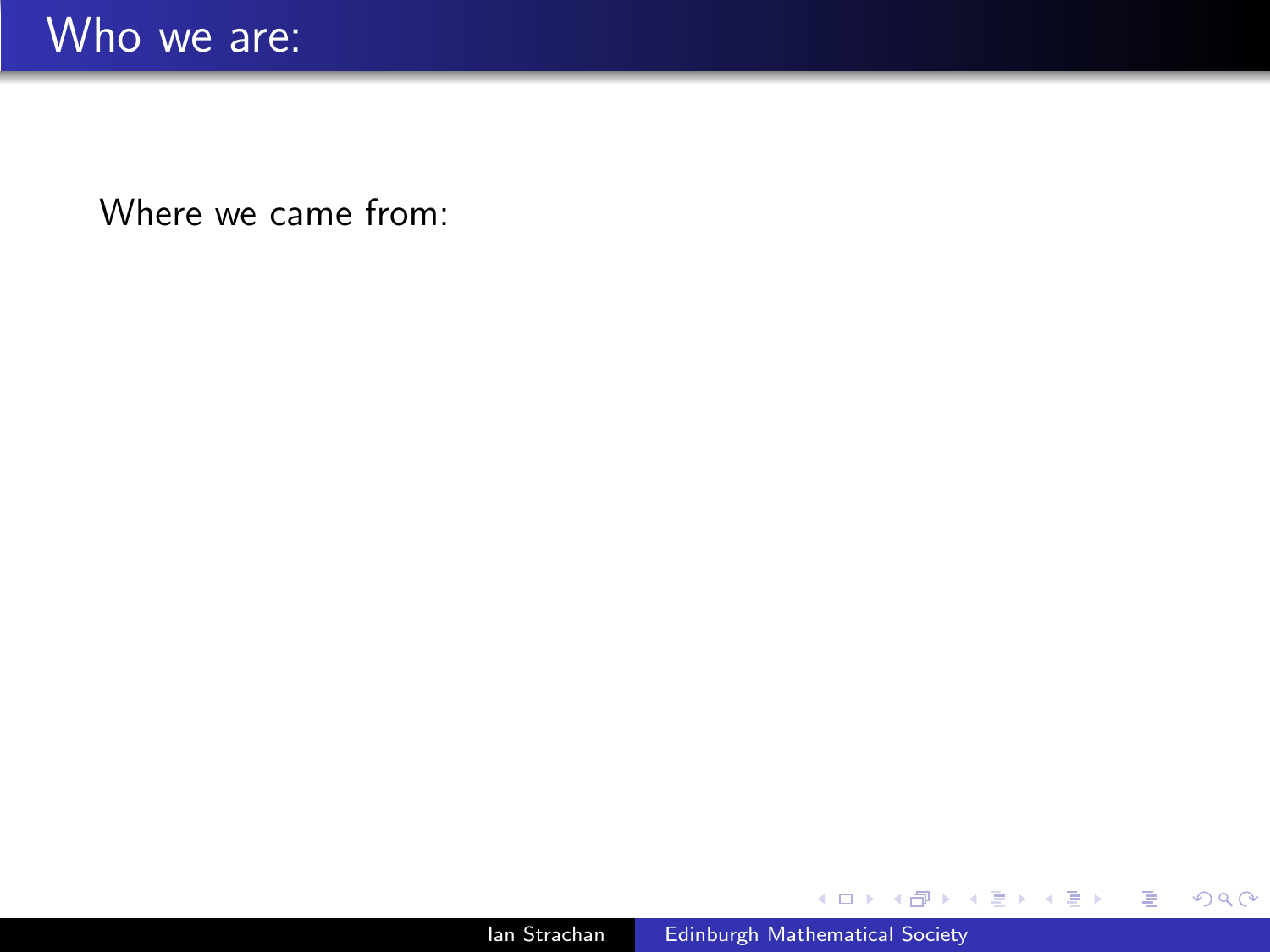# Who we are:

Where we came from: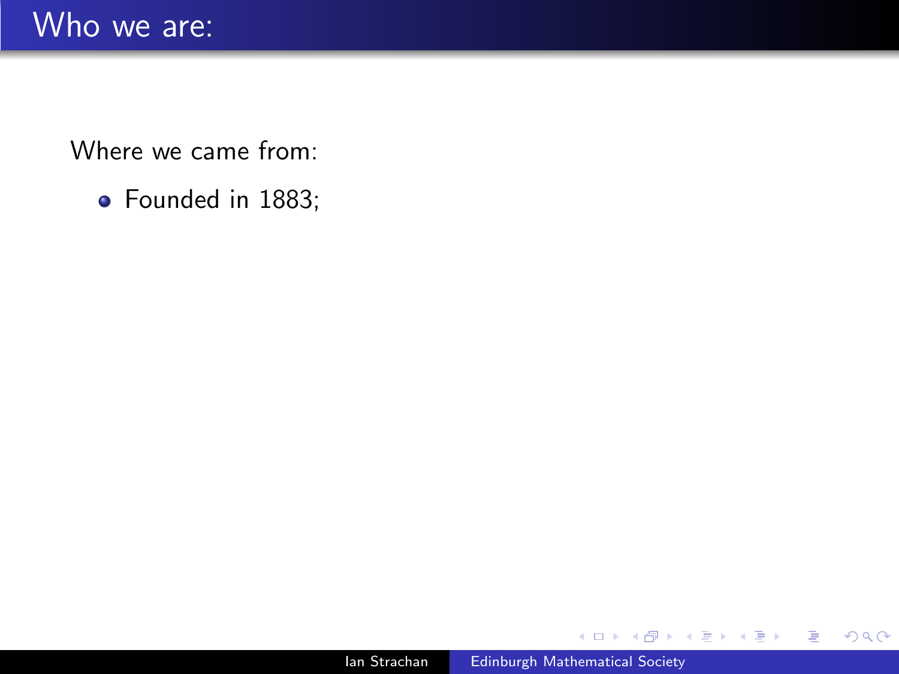# Who we are:

Where we came from:

- Founded in 1883;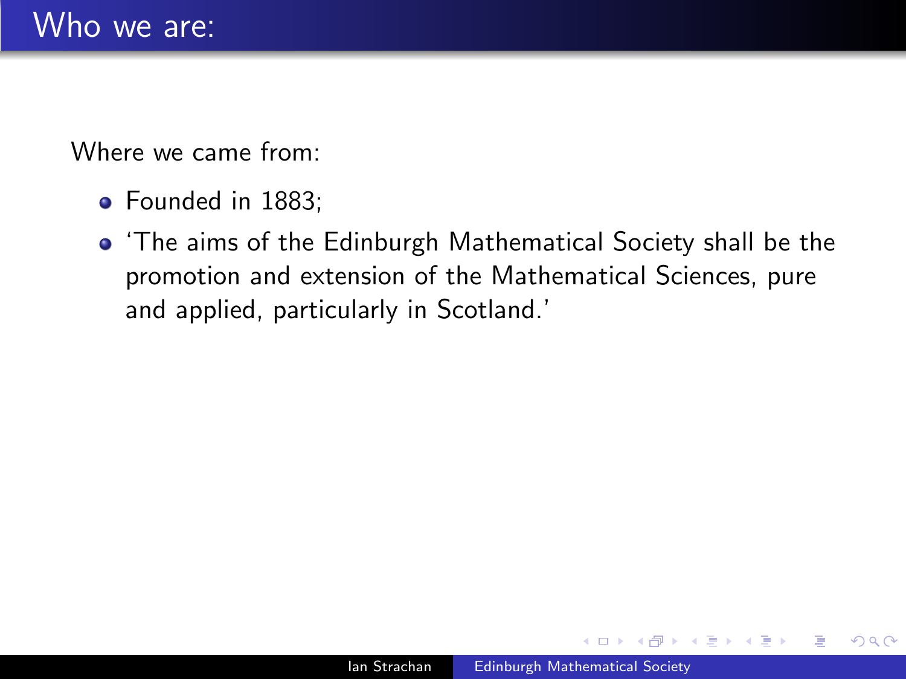# Who we are:

Where we came from:

- Founded in 1883;
- 'The aims of the Edinburgh Mathematical Society shall be the promotion and extension of the Mathematical Sciences, pure and applied, particularly in Scotland.'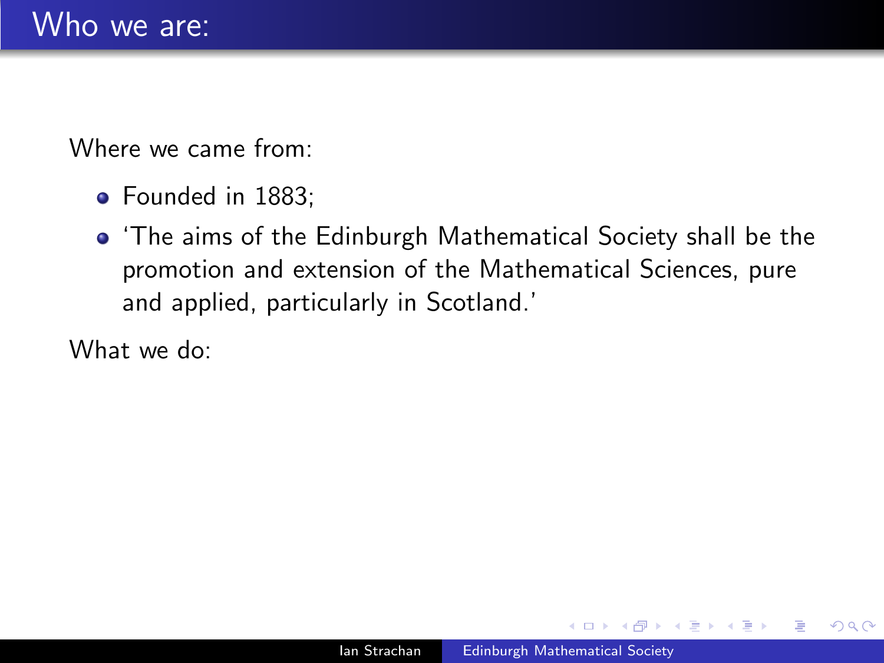# Who we are:

Where we came from:

- Founded in 1883;
- 'The aims of the Edinburgh Mathematical Society shall be the promotion and extension of the Mathematical Sciences, pure and applied, particularly in Scotland.'

What we do: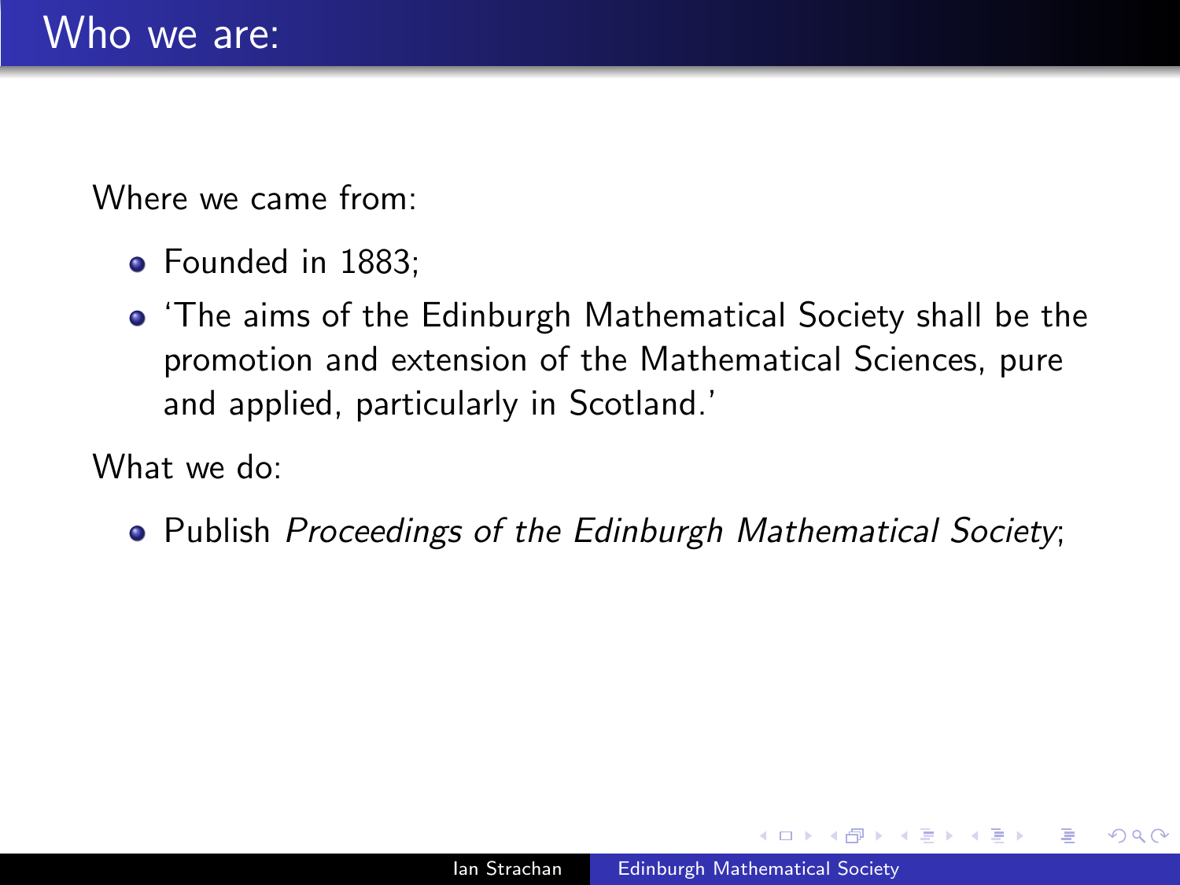# Who we are:

Where we came from:

- Founded in 1883;
- 'The aims of the Edinburgh Mathematical Society shall be the promotion and extension of the Mathematical Sciences, pure and applied, particularly in Scotland.'

What we do:

- Publish *Proceedings of the Edinburgh Mathematical Society*;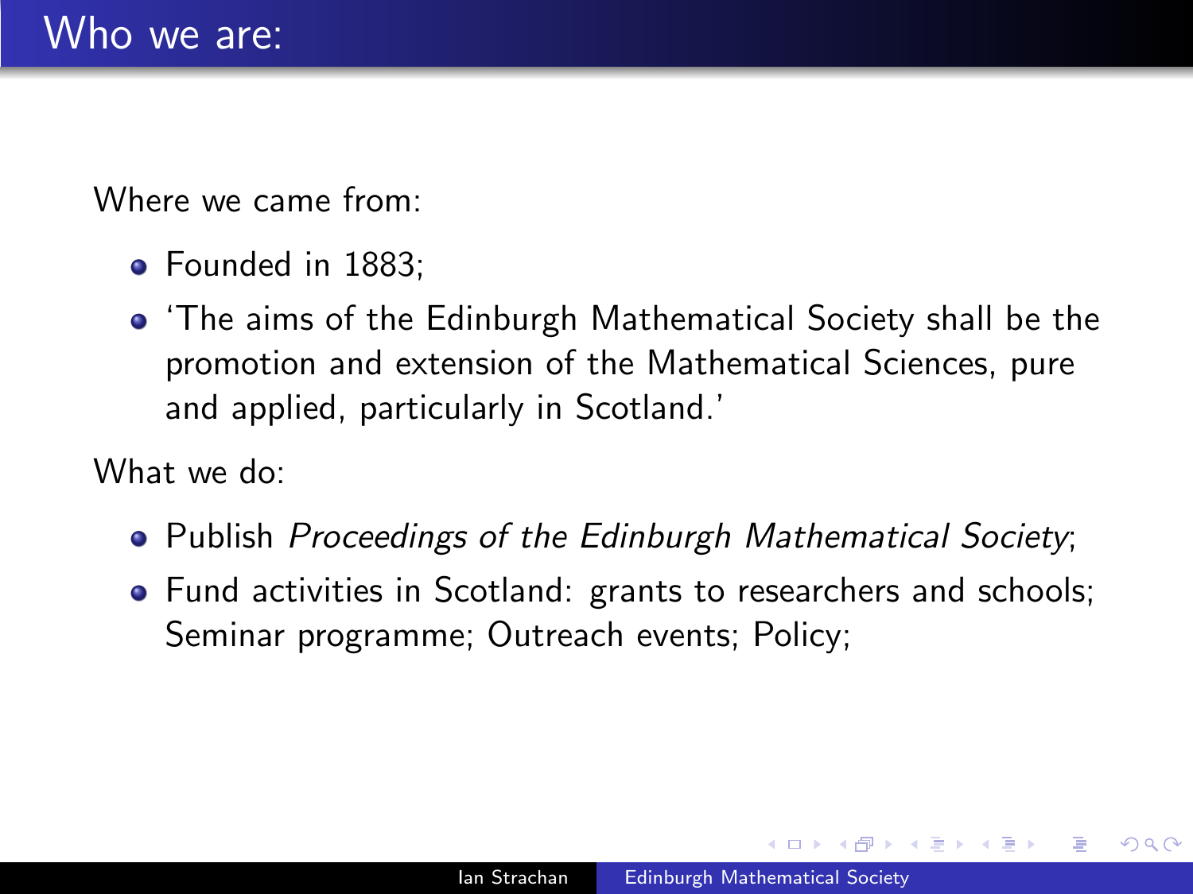# Who we are:

Where we came from:

- Founded in 1883;
- 'The aims of the Edinburgh Mathematical Society shall be the promotion and extension of the Mathematical Sciences, pure and applied, particularly in Scotland.'

What we do:

- Publish *Proceedings of the Edinburgh Mathematical Society*;
- Fund activities in Scotland: grants to researchers and schools; Seminar programme; Outreach events; Policy;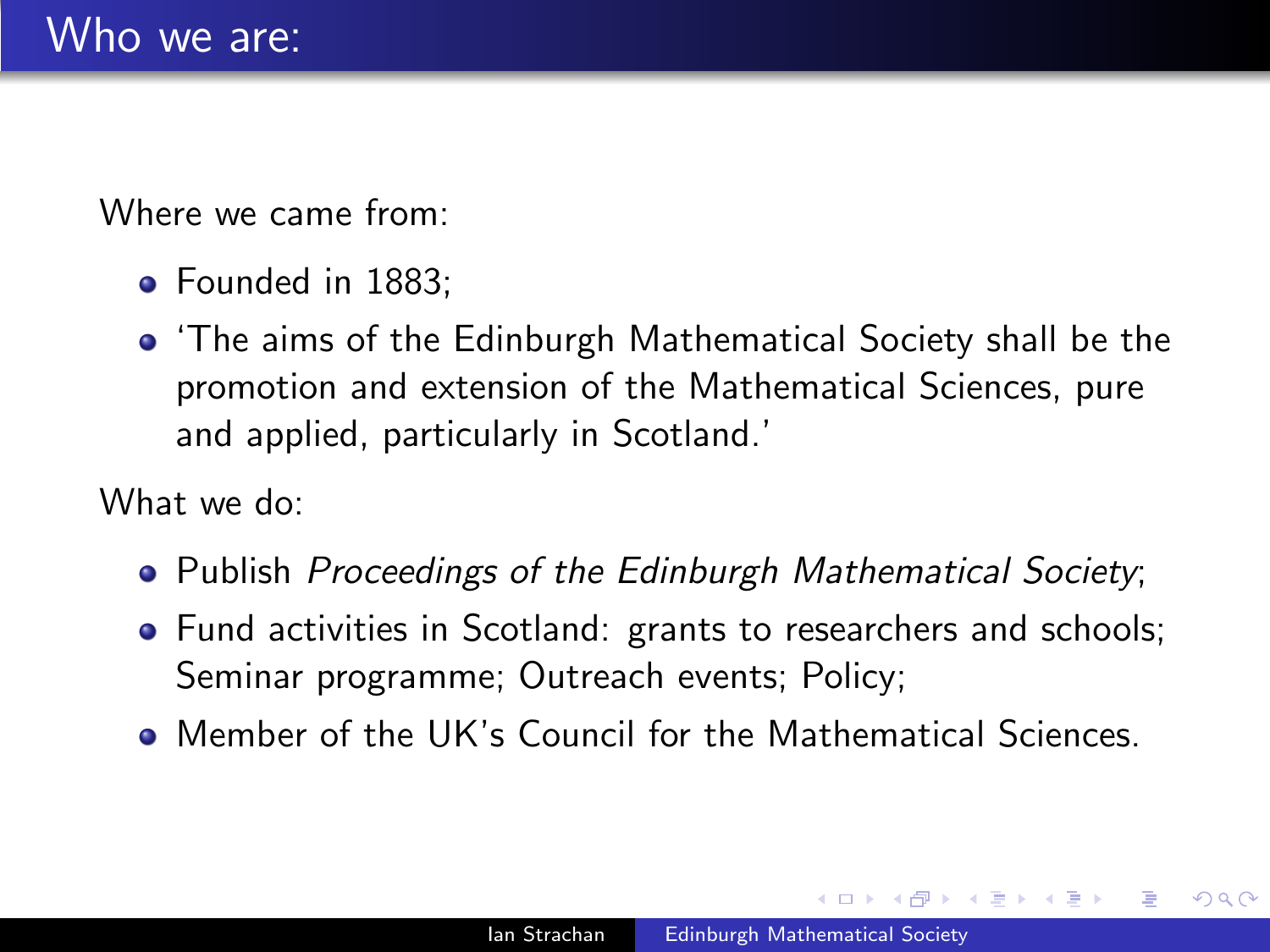# Who we are:

Where we came from:

- Founded in 1883;
- ‘The aims of the Edinburgh Mathematical Society shall be the promotion and extension of the Mathematical Sciences, pure and applied, particularly in Scotland.’

What we do:

- Publish *Proceedings of the Edinburgh Mathematical Society*;
- Fund activities in Scotland: grants to researchers and schools; Seminar programme; Outreach events; Policy;
- Member of the UK’s Council for the Mathematical Sciences.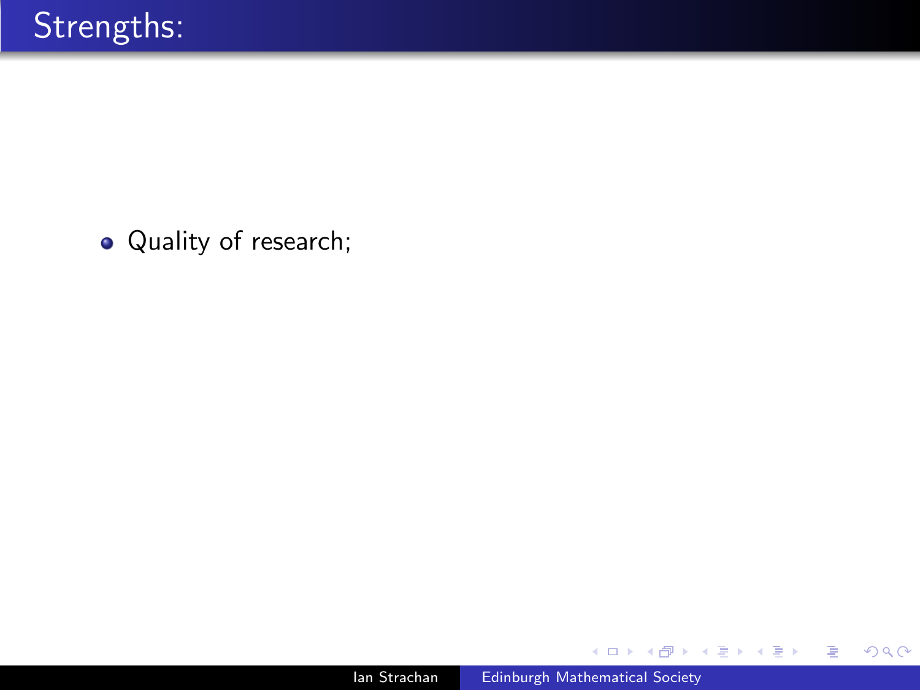# Strengths:

- Quality of research;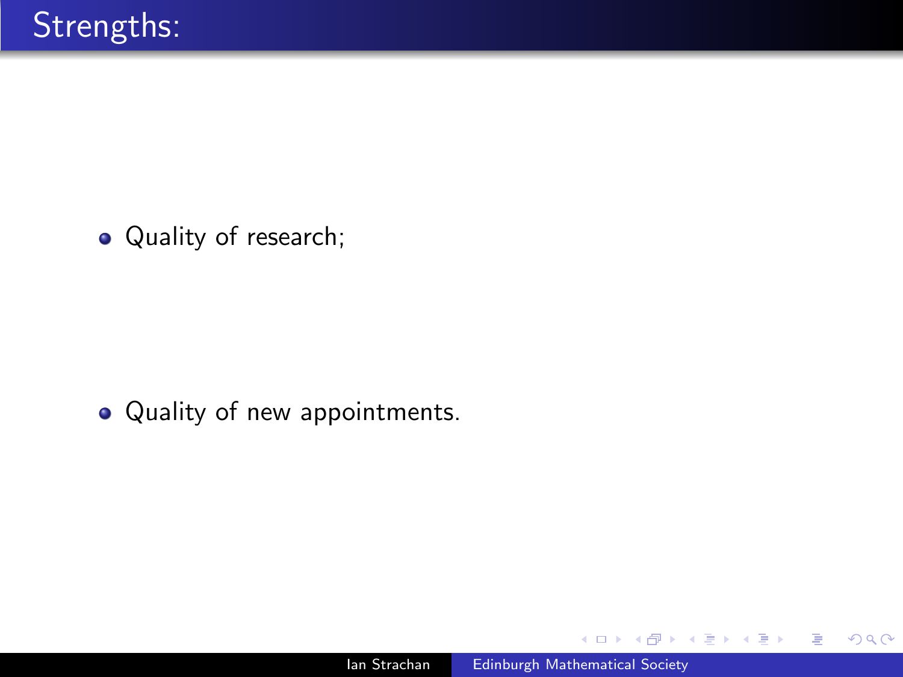# Strengths:

- Quality of research;
- Quality of new appointments.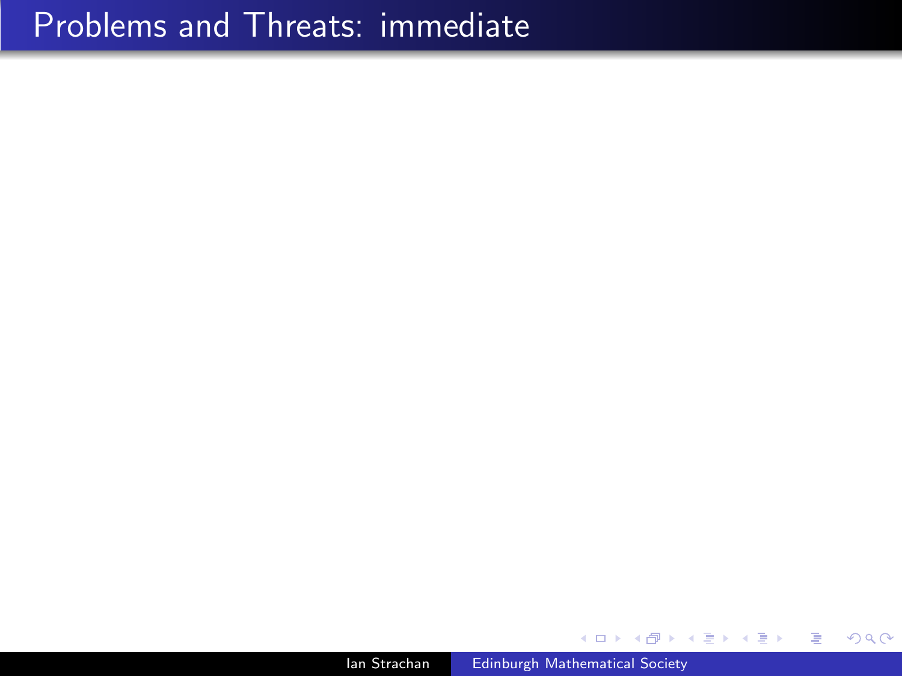# Problems and Threats: immediate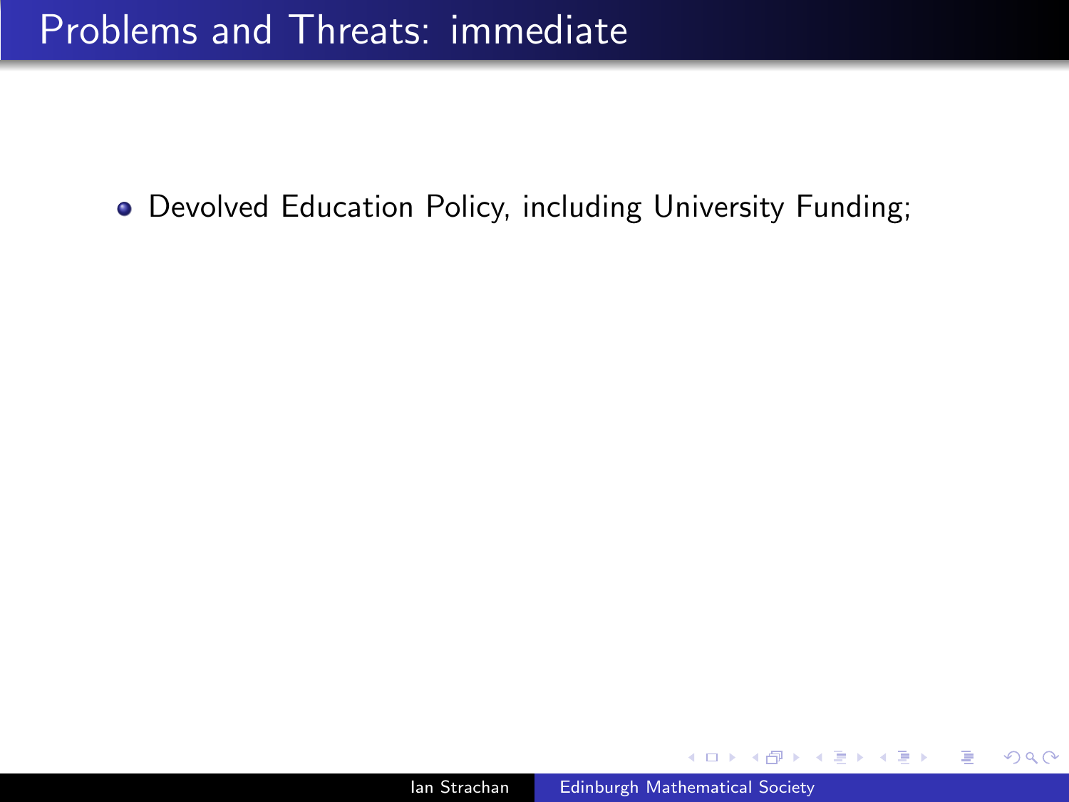# Problems and Threats: immediate

- Devolved Education Policy, including University Funding;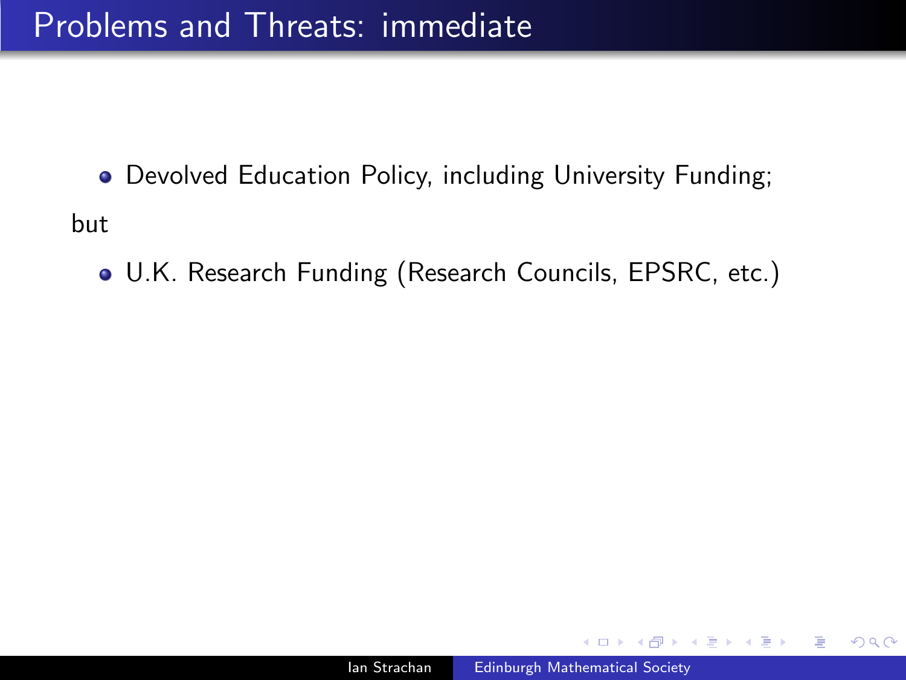# Problems and Threats: immediate

- Devolved Education Policy, including University Funding;

but

- U.K. Research Funding (Research Councils, EPSRC, etc.)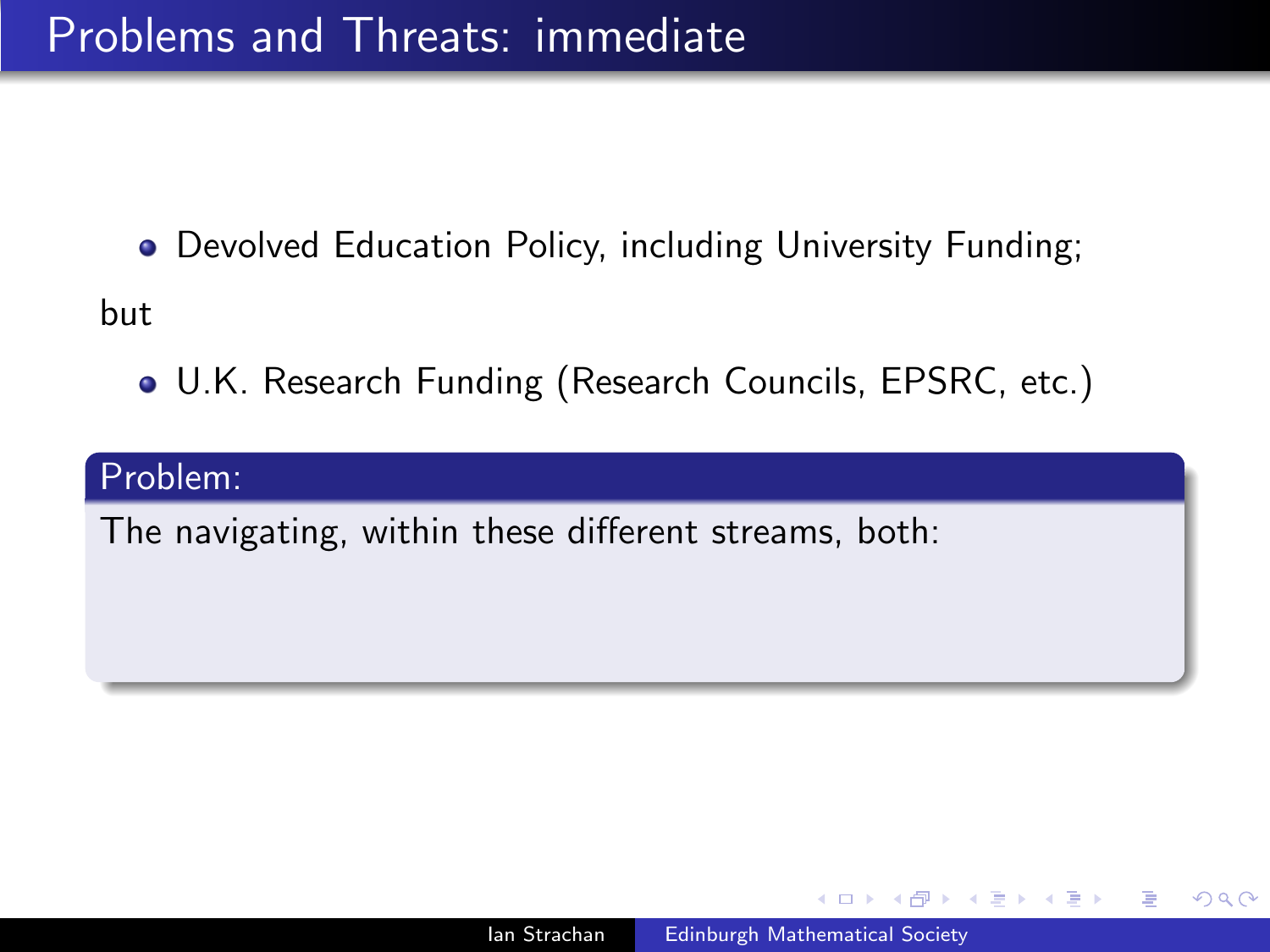# Problems and Threats: immediate

- Devolved Education Policy, including University Funding;

but

- U.K. Research Funding (Research Councils, EPSRC, etc.)

**Problem:**

The navigating, within these different streams, both: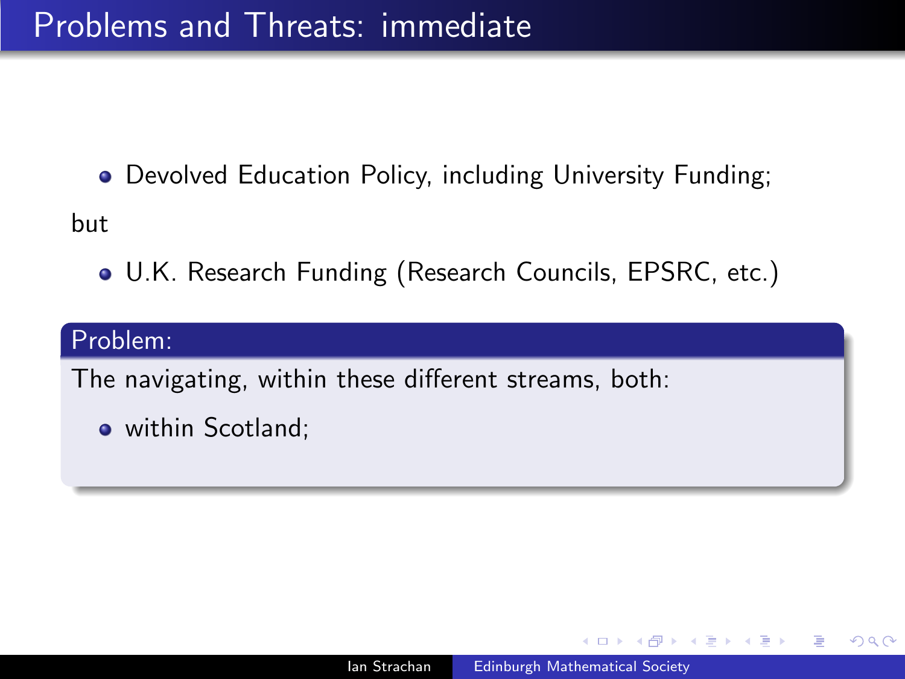# Problems and Threats: immediate

- Devolved Education Policy, including University Funding;

but

- U.K. Research Funding (Research Councils, EPSRC, etc.)

**Problem:**

The navigating, within these different streams, both:

- within Scotland;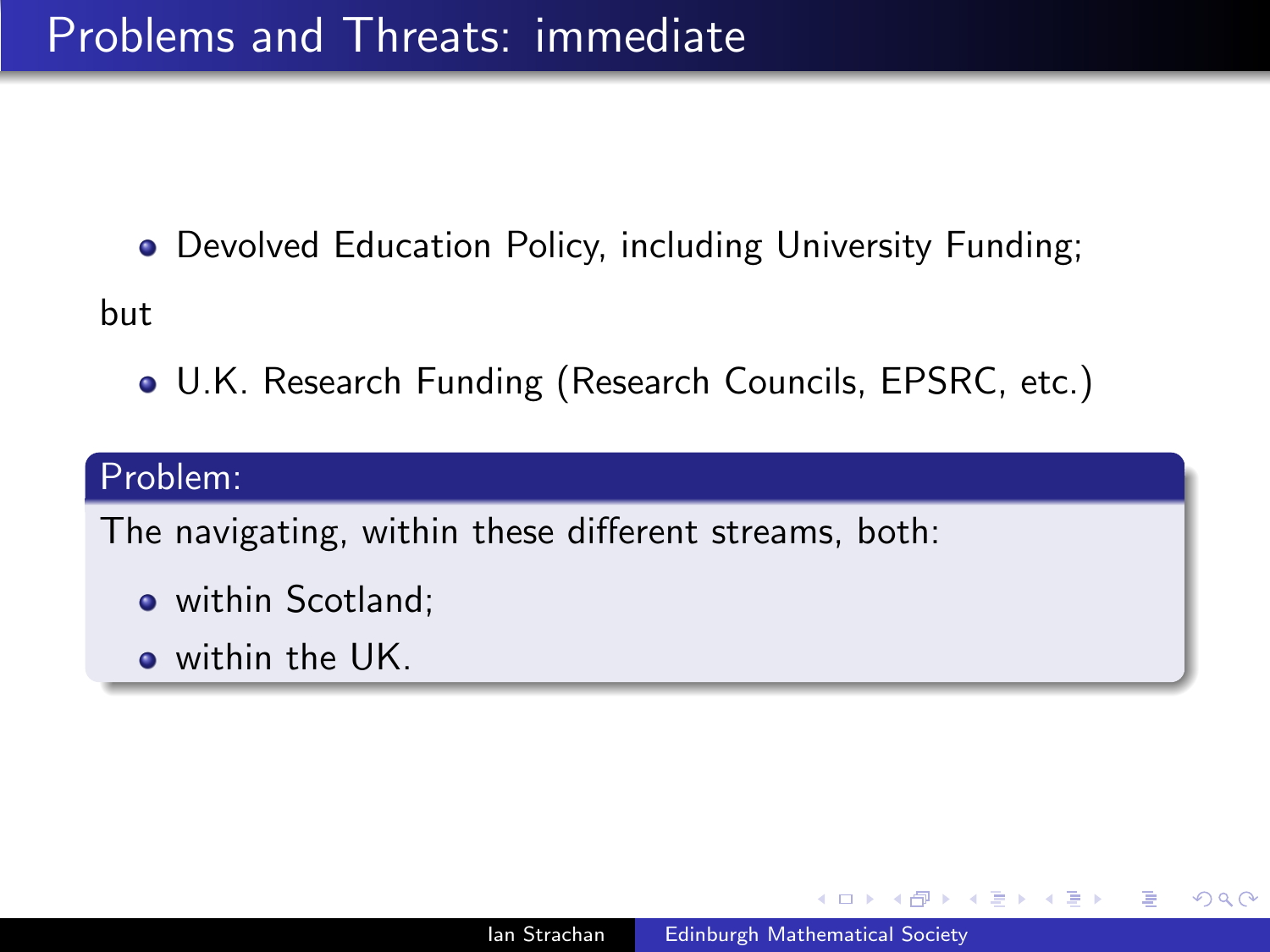# Problems and Threats: immediate

- Devolved Education Policy, including University Funding;

but

- U.K. Research Funding (Research Councils, EPSRC, etc.)

**Problem:**

The navigating, within these different streams, both:

- within Scotland;
- within the UK.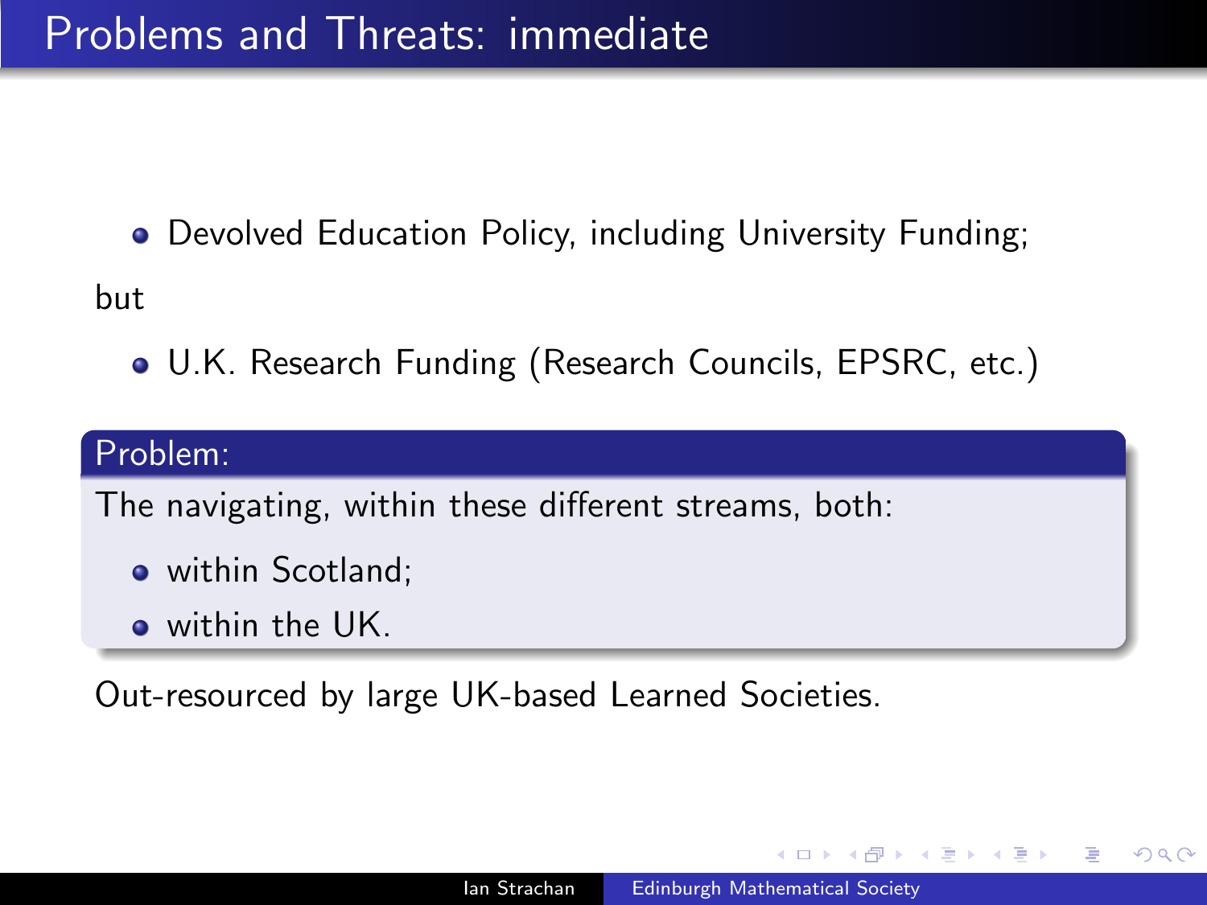# Problems and Threats: immediate

- Devolved Education Policy, including University Funding;

but

- U.K. Research Funding (Research Councils, EPSRC, etc.)

**Problem:**

The navigating, within these different streams, both:

- within Scotland;
- within the UK.

Out-resourced by large UK-based Learned Societies.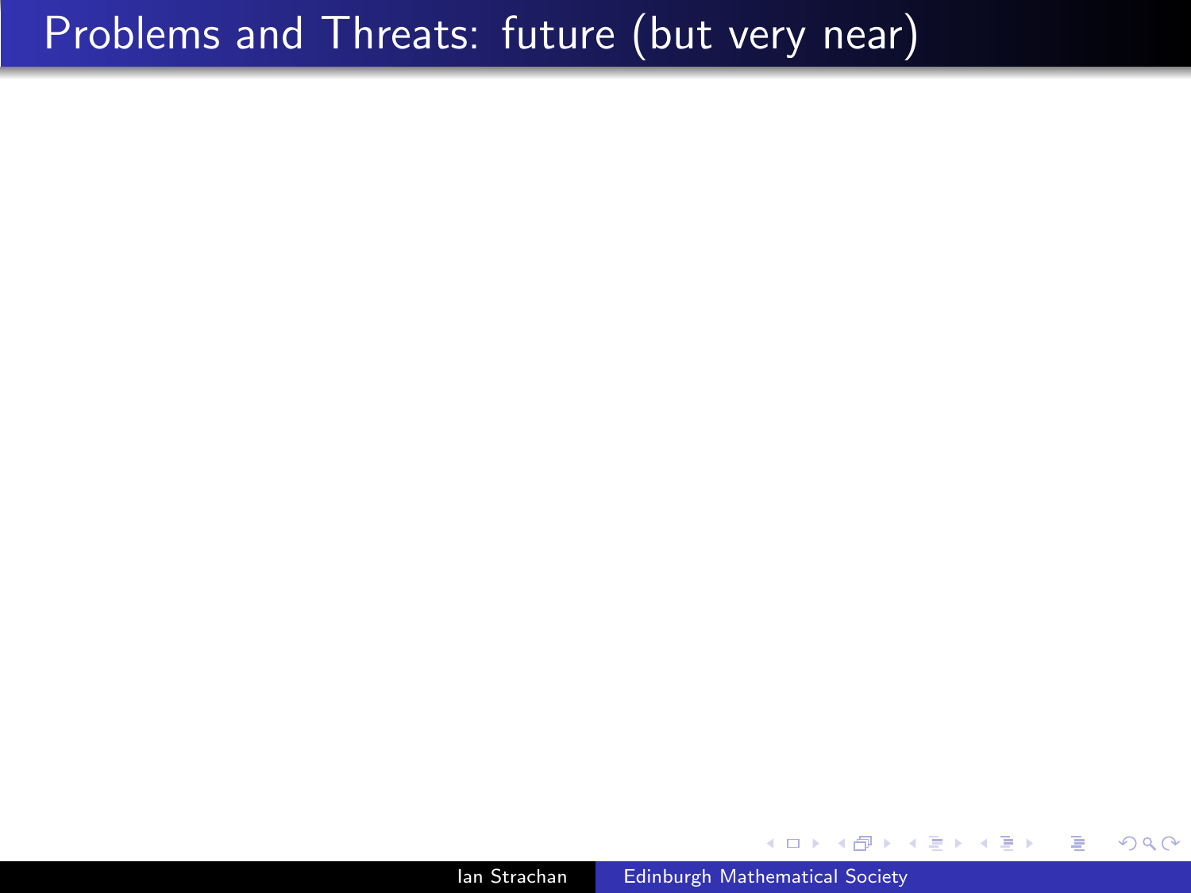# Problems and Threats: future (but very near)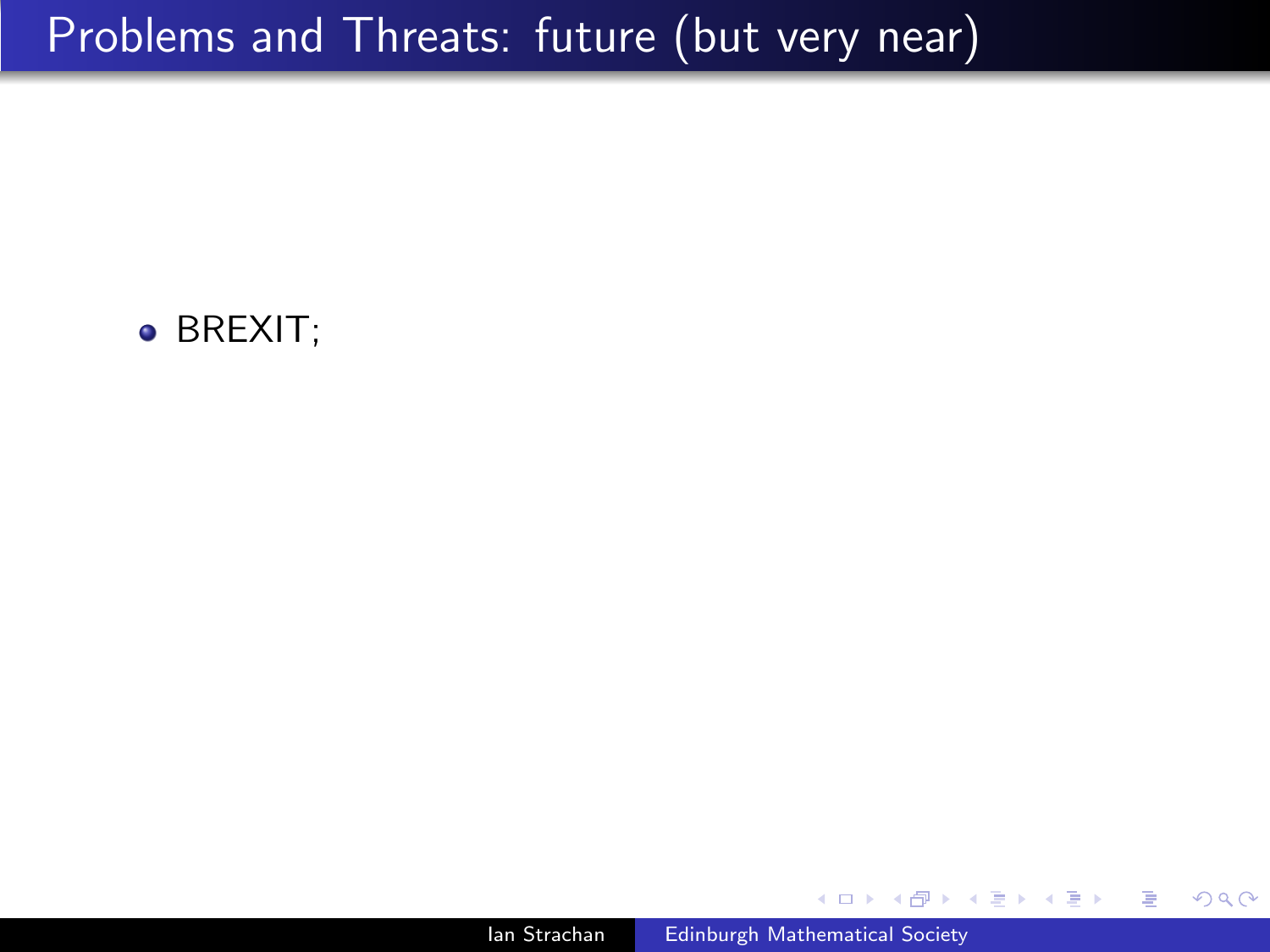# Problems and Threats: future (but very near)

- BREXIT;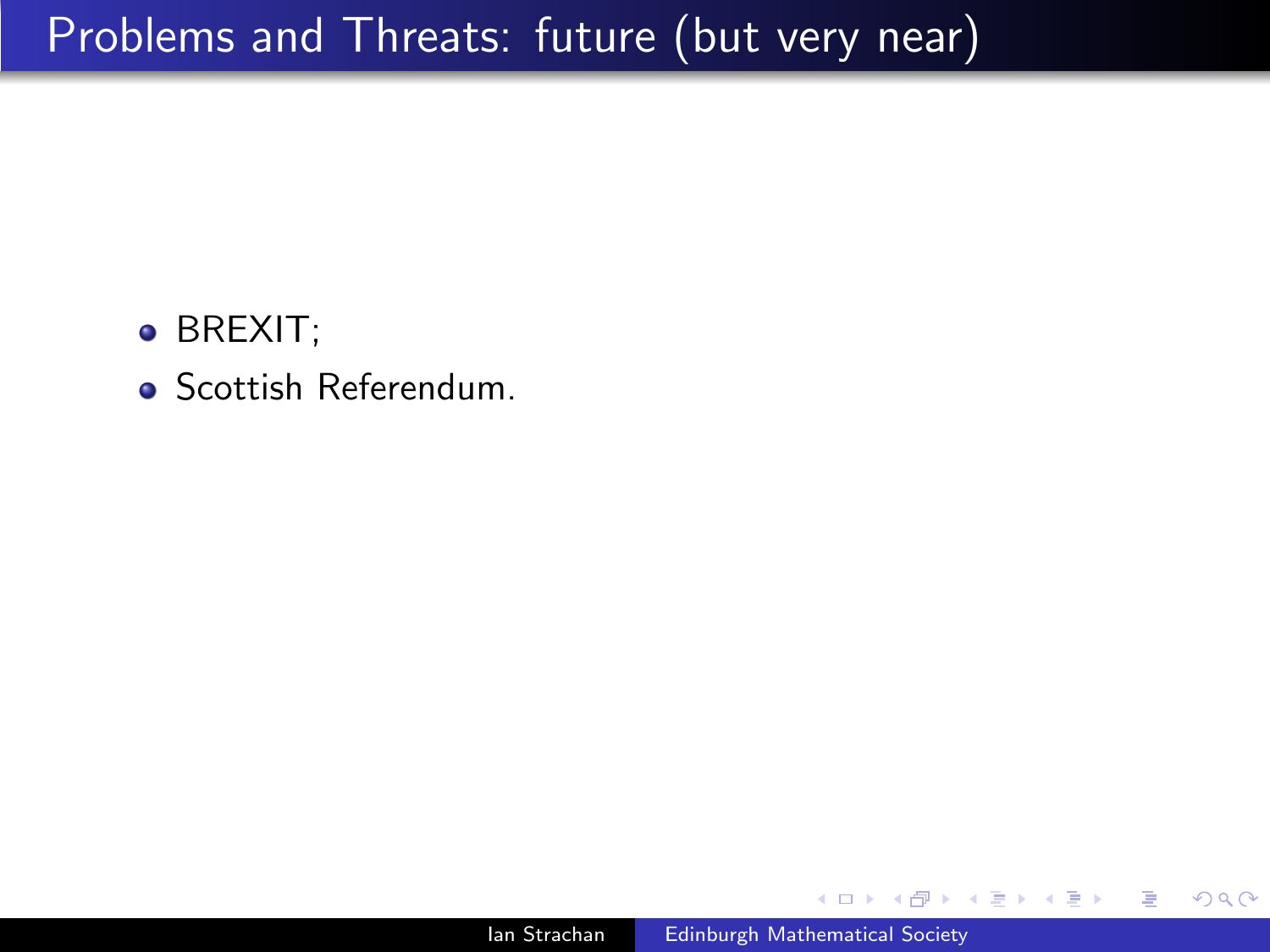# Problems and Threats: future (but very near)

- BREXIT;
- Scottish Referendum.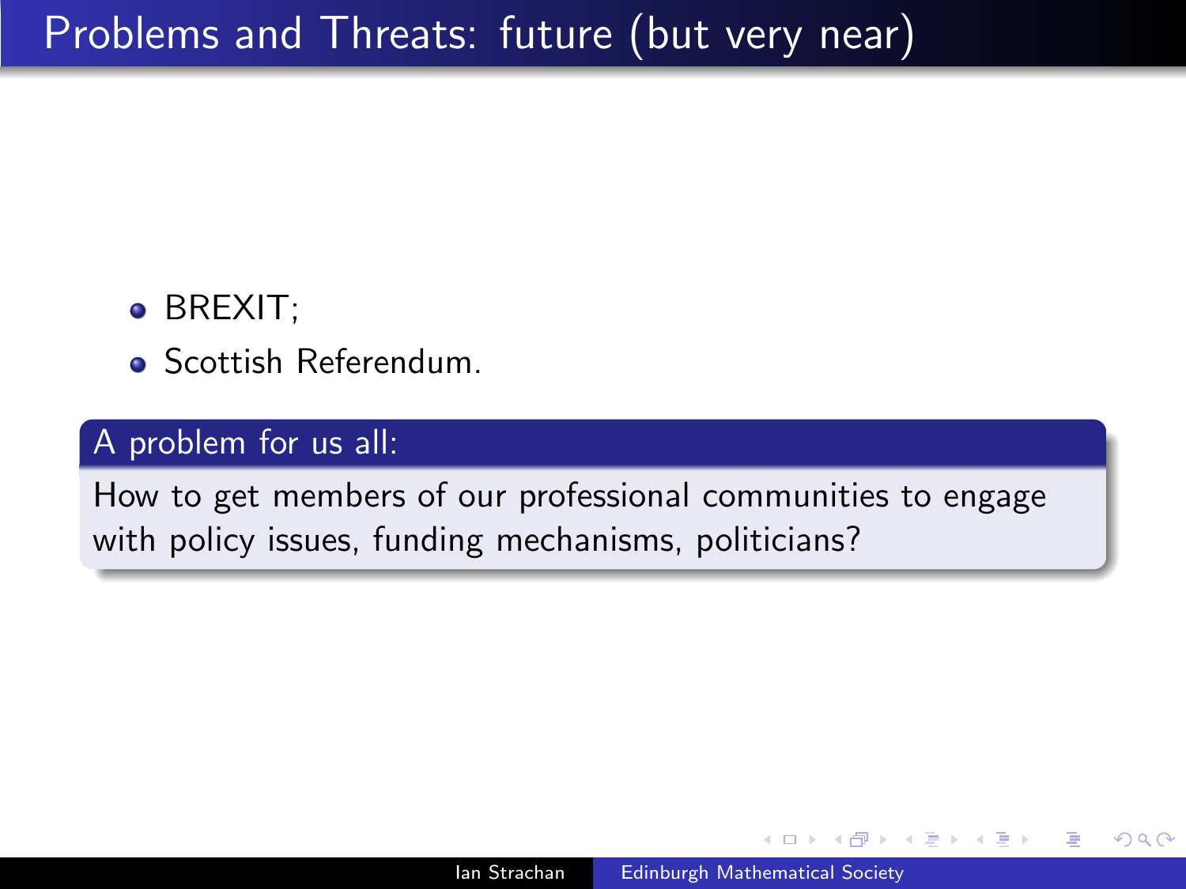# Problems and Threats: future (but very near)

- BREXIT;
- Scottish Referendum.

**A problem for us all:**

How to get members of our professional communities to engage with policy issues, funding mechanisms, politicians?